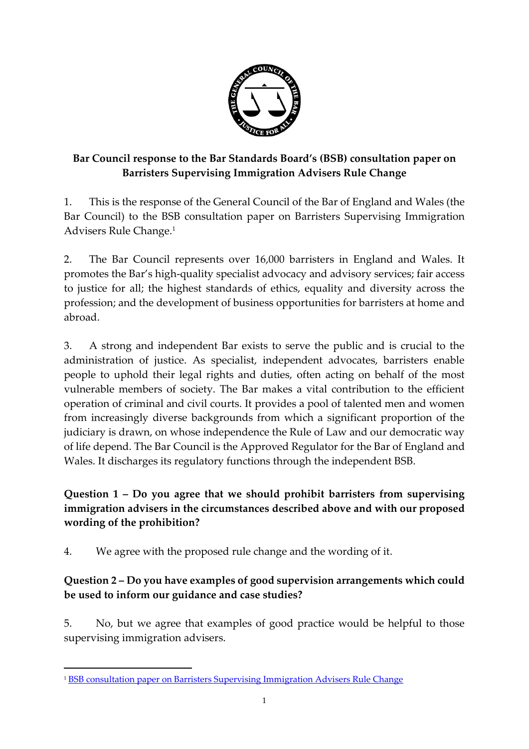**Bar Council response to the Bar Standards Board's (BSB) consultation paper on Barristers Supervising Immigration Advisers Rule Change**

1. This is the response of the General Council of the Bar of England and Wales (the Bar Council) to the BSB consultation paper on Barristers Supervising Immigration Advisers Rule Change.[1]

2. The Bar Council represents over 16,000 barristers in England and Wales. It promotes the Bar's high-quality specialist advocacy and advisory services; fair access to justice for all; the highest standards of ethics, equality and diversity across the profession; and the development of business opportunities for barristers at home and abroad.

3. A strong and independent Bar exists to serve the public and is crucial to the administration of justice. As specialist, independent advocates, barristers enable people to uphold their legal rights and duties, often acting on behalf of the most vulnerable members of society. The Bar makes a vital contribution to the efficient operation of criminal and civil courts. It provides a pool of talented men and women from increasingly diverse backgrounds from which a significant proportion of the judiciary is drawn, on whose independence the Rule of Law and our democratic way of life depend. The Bar Council is the Approved Regulator for the Bar of England and Wales. It discharges its regulatory functions through the independent BSB.

**Question 1 – Do you agree that we should prohibit barristers from supervising immigration advisers in the circumstances described above and with our proposed wording of the prohibition?**

4. We agree with the proposed rule change and the wording of it.

**Question 2 – Do you have examples of good supervision arrangements which could be used to inform our guidance and case studies?**

5. No, but we agree that examples of good practice would be helpful to those supervising immigration advisers.

---

[1] BSB consultation paper on Barristers Supervising Immigration Advisers Rule Change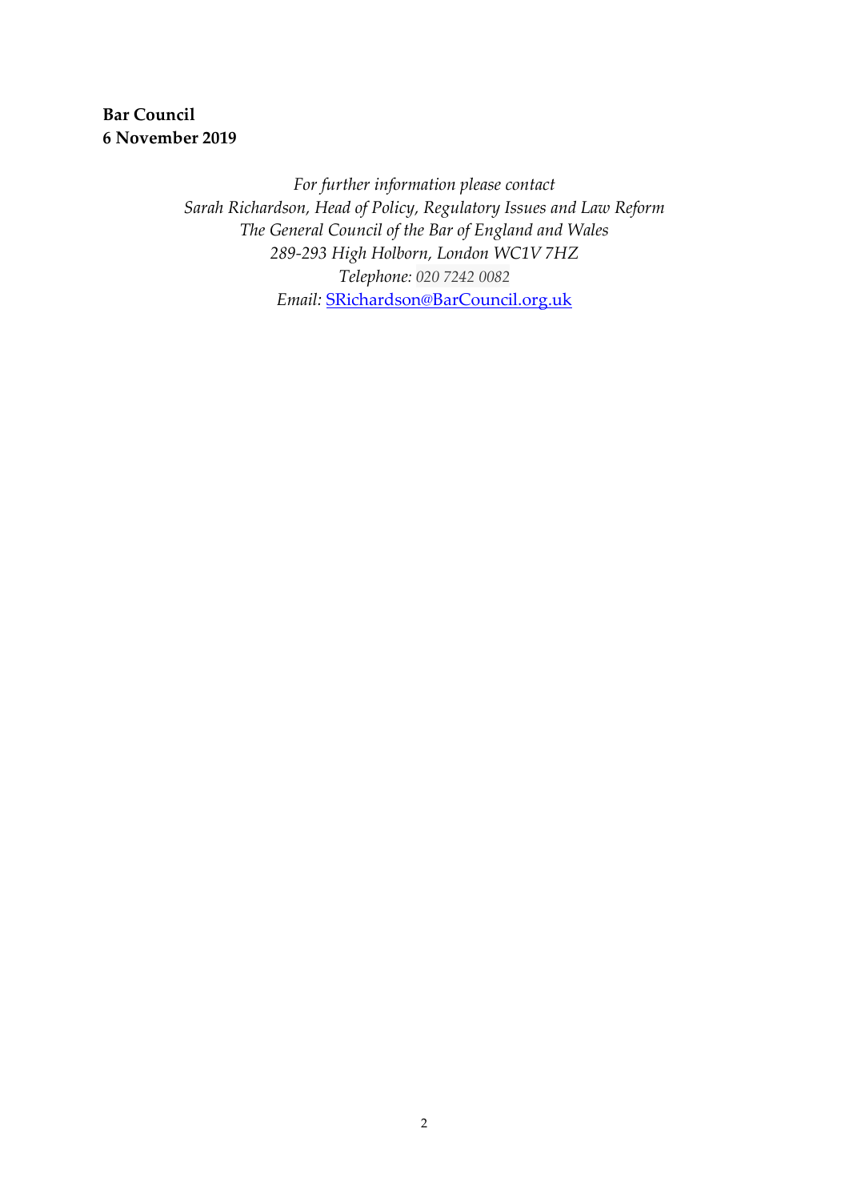**Bar Council**
**6 November 2019**

*For further information please contact*
*Sarah Richardson, Head of Policy, Regulatory Issues and Law Reform*
*The General Council of the Bar of England and Wales*
*289-293 High Holborn, London WC1V 7HZ*
*Telephone: 020 7242 0082*
*Email:* SRichardson@BarCouncil.org.uk